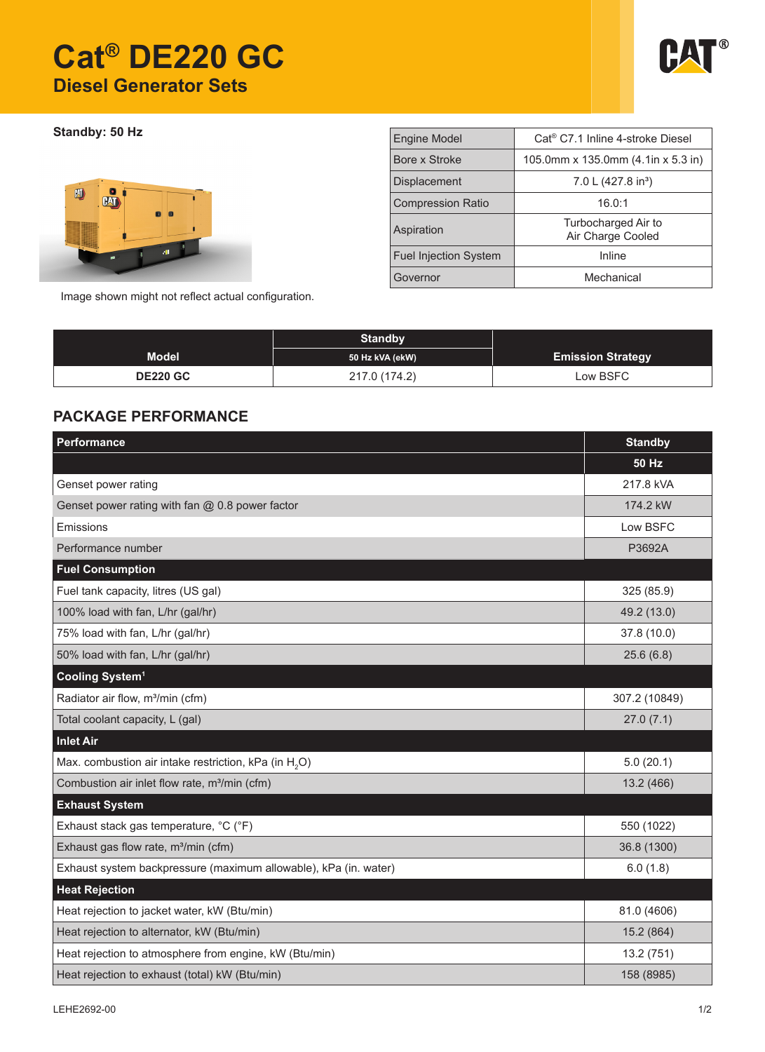# Cat® DE220 GC

## Diesel Generator Sets

**Standby: 50 Hz**

Image shown might not reflect actual configuration.

| | |
|---|---|
| Engine Model | Cat® C7.1 Inline 4-stroke Diesel |
| Bore x Stroke | 105.0mm x 135.0mm (4.1in x 5.3 in) |
| Displacement | 7.0 L (427.8 in³) |
| Compression Ratio | 16.0:1 |
| Aspiration | Turbocharged Air to Air Charge Cooled |
| Fuel Injection System | Inline |
| Governor | Mechanical |

| Model | Standby | Emission Strategy |
|---|---|---|
| | 50 Hz kVA (ekW) | |
| DE220 GC | 217.0 (174.2) | Low BSFC |

## PACKAGE PERFORMANCE

| Performance | Standby |
|---|---|
| | 50 Hz |
| Genset power rating | 217.8 kVA |
| Genset power rating with fan @ 0.8 power factor | 174.2 kW |
| Emissions | Low BSFC |
| Performance number | P3692A |
| **Fuel Consumption** | |
| Fuel tank capacity, litres (US gal) | 325 (85.9) |
| 100% load with fan, L/hr (gal/hr) | 49.2 (13.0) |
| 75% load with fan, L/hr (gal/hr) | 37.8 (10.0) |
| 50% load with fan, L/hr (gal/hr) | 25.6 (6.8) |
| **Cooling System[1]** | |
| Radiator air flow, m³/min (cfm) | 307.2 (10849) |
| Total coolant capacity, L (gal) | 27.0 (7.1) |
| **Inlet Air** | |
| Max. combustion air intake restriction, kPa (in $H_2O$) | 5.0 (20.1) |
| Combustion air inlet flow rate, m³/min (cfm) | 13.2 (466) |
| **Exhaust System** | |
| Exhaust stack gas temperature, °C (°F) | 550 (1022) |
| Exhaust gas flow rate, m³/min (cfm) | 36.8 (1300) |
| Exhaust system backpressure (maximum allowable), kPa (in. water) | 6.0 (1.8) |
| **Heat Rejection** | |
| Heat rejection to jacket water, kW (Btu/min) | 81.0 (4606) |
| Heat rejection to alternator, kW (Btu/min) | 15.2 (864) |
| Heat rejection to atmosphere from engine, kW (Btu/min) | 13.2 (751) |
| Heat rejection to exhaust (total) kW (Btu/min) | 158 (8985) |

LEHE2692-00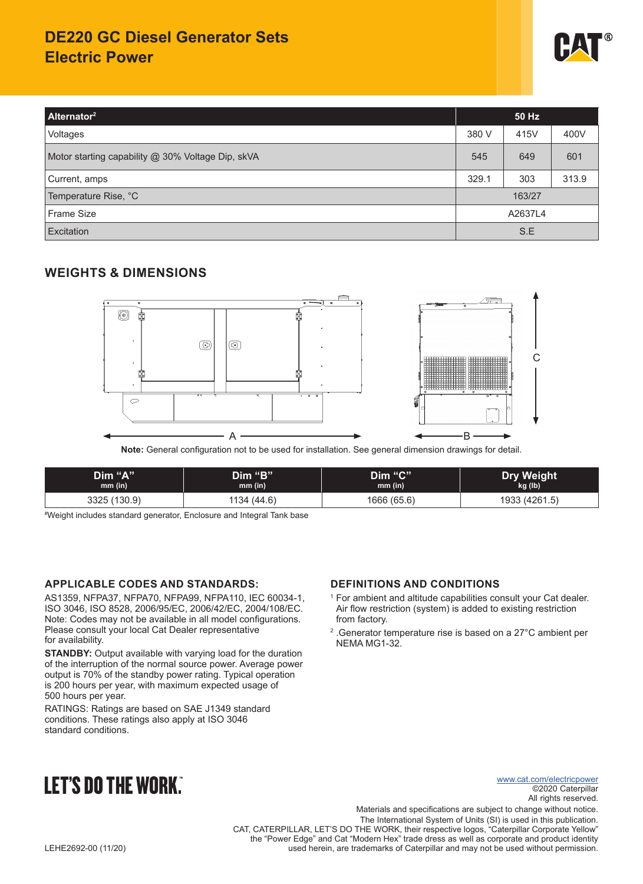# DE220 GC Diesel Generator Sets
## Electric Power

| Alternator[2] | 50 Hz | | |
|---|---|---|---|
| Voltages | 380 V | 415V | 400V |
| Motor starting capability @ 30% Voltage Dip, skVA | 545 | 649 | 601 |
| Current, amps | 329.1 | 303 | 313.9 |
| Temperature Rise, °C | 163/27 | | |
| Frame Size | A2637L4 | | |
| Excitation | S.E | | |

## WEIGHTS & DIMENSIONS

A

B

C

**Note:** General configuration not to be used for installation. See general dimension drawings for detail.

| Dim "A" mm (in) | Dim "B" mm (in) | Dim "C" mm (in) | Dry Weight kg (lb) |
|---|---|---|---|
| 3325 (130.9) | 1134 (44.6) | 1666 (65.6) | 1933 (4261.5) |

#Weight includes standard generator, Enclosure and Integral Tank base

### APPLICABLE CODES AND STANDARDS:

AS1359, NFPA37, NFPA70, NFPA99, NFPA110, IEC 60034-1, ISO 3046, ISO 8528, 2006/95/EC, 2006/42/EC, 2004/108/EC. Note: Codes may not be available in all model configurations. Please consult your local Cat Dealer representative for availability.

**STANDBY:** Output available with varying load for the duration of the interruption of the normal source power. Average power output is 70% of the standby power rating. Typical operation is 200 hours per year, with maximum expected usage of 500 hours per year.

RATINGS: Ratings are based on SAE J1349 standard conditions. These ratings also apply at ISO 3046 standard conditions.

### DEFINITIONS AND CONDITIONS

[1] For ambient and altitude capabilities consult your Cat dealer. Air flow restriction (system) is added to existing restriction from factory.

[2] .Generator temperature rise is based on a 27°C ambient per NEMA MG1-32.

LET'S DO THE WORK.

www.cat.com/electricpower
©2020 Caterpillar
All rights reserved.

Materials and specifications are subject to change without notice.
The International System of Units (SI) is used in this publication.
CAT, CATERPILLAR, LET'S DO THE WORK, their respective logos, "Caterpillar Corporate Yellow" the "Power Edge" and Cat "Modern Hex" trade dress as well as corporate and product identity used herein, are trademarks of Caterpillar and may not be used without permission.

LEHE2692-00 (11/20)